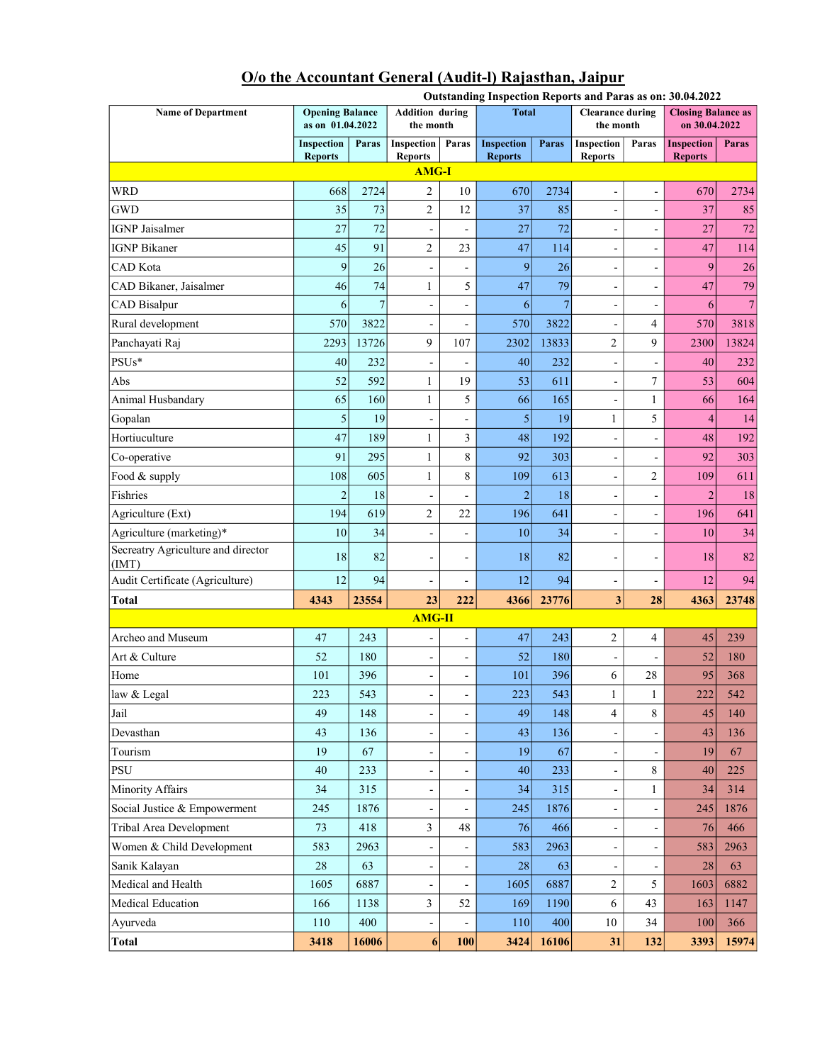# O/o the Accountant General (Audit-I) Rajasthan, Jaipur

**Outstanding Inspection Reports and Paras as on: 30.04.2022**

| Name of Department | Opening Balance as on 01.04.2022 | | Addition during the month | | Total | | Clearance during the month | | Closing Balance as on 30.04.2022 | |
|---|---|---|---|---|---|---|---|---|---|---|
| | Inspection Reports | Paras | Inspection Reports | Paras | Inspection Reports | Paras | Inspection Reports | Paras | Inspection Reports | Paras |
| **AMG-I** | | | | | | | | | | |
| WRD | 668 | 2724 | 2 | 10 | 670 | 2734 | - | - | 670 | 2734 |
| GWD | 35 | 73 | 2 | 12 | 37 | 85 | - | - | 37 | 85 |
| IGNP Jaisalmer | 27 | 72 | - | - | 27 | 72 | - | - | 27 | 72 |
| IGNP Bikaner | 45 | 91 | 2 | 23 | 47 | 114 | - | - | 47 | 114 |
| CAD Kota | 9 | 26 | - | - | 9 | 26 | - | - | 9 | 26 |
| CAD Bikaner, Jaisalmer | 46 | 74 | 1 | 5 | 47 | 79 | - | - | 47 | 79 |
| CAD Bisalpur | 6 | 7 | - | - | 6 | 7 | - | - | 6 | 7 |
| Rural development | 570 | 3822 | - | - | 570 | 3822 | - | 4 | 570 | 3818 |
| Panchayati Raj | 2293 | 13726 | 9 | 107 | 2302 | 13833 | 2 | 9 | 2300 | 13824 |
| PSUs* | 40 | 232 | - | - | 40 | 232 | - | - | 40 | 232 |
| Abs | 52 | 592 | 1 | 19 | 53 | 611 | - | 7 | 53 | 604 |
| Animal Husbandary | 65 | 160 | 1 | 5 | 66 | 165 | - | 1 | 66 | 164 |
| Gopalan | 5 | 19 | - | - | 5 | 19 | 1 | 5 | 4 | 14 |
| Hortiuculture | 47 | 189 | 1 | 3 | 48 | 192 | - | - | 48 | 192 |
| Co-operative | 91 | 295 | 1 | 8 | 92 | 303 | - | - | 92 | 303 |
| Food & supply | 108 | 605 | 1 | 8 | 109 | 613 | - | 2 | 109 | 611 |
| Fishries | 2 | 18 | - | - | 2 | 18 | - | - | 2 | 18 |
| Agriculture (Ext) | 194 | 619 | 2 | 22 | 196 | 641 | - | - | 196 | 641 |
| Agriculture (marketing)* | 10 | 34 | - | - | 10 | 34 | - | - | 10 | 34 |
| Secreatry Agriculture and director (IMT) | 18 | 82 | - | - | 18 | 82 | - | - | 18 | 82 |
| Audit Certificate (Agriculture) | 12 | 94 | - | - | 12 | 94 | - | - | 12 | 94 |
| **Total** | **4343** | **23554** | **23** | **222** | **4366** | **23776** | **3** | **28** | **4363** | **23748** |
| **AMG-II** | | | | | | | | | | |
| Archeo and Museum | 47 | 243 | - | - | 47 | 243 | 2 | 4 | 45 | 239 |
| Art & Culture | 52 | 180 | - | - | 52 | 180 | - | - | 52 | 180 |
| Home | 101 | 396 | - | - | 101 | 396 | 6 | 28 | 95 | 368 |
| law & Legal | 223 | 543 | - | - | 223 | 543 | 1 | 1 | 222 | 542 |
| Jail | 49 | 148 | - | - | 49 | 148 | 4 | 8 | 45 | 140 |
| Devasthan | 43 | 136 | - | - | 43 | 136 | - | - | 43 | 136 |
| Tourism | 19 | 67 | - | - | 19 | 67 | - | - | 19 | 67 |
| PSU | 40 | 233 | - | - | 40 | 233 | - | 8 | 40 | 225 |
| Minority Affairs | 34 | 315 | - | - | 34 | 315 | - | 1 | 34 | 314 |
| Social Justice & Empowerment | 245 | 1876 | - | - | 245 | 1876 | - | - | 245 | 1876 |
| Tribal Area Development | 73 | 418 | 3 | 48 | 76 | 466 | - | - | 76 | 466 |
| Women & Child Development | 583 | 2963 | - | - | 583 | 2963 | - | - | 583 | 2963 |
| Sanik Kalayan | 28 | 63 | - | - | 28 | 63 | - | - | 28 | 63 |
| Medical and Health | 1605 | 6887 | - | - | 1605 | 6887 | 2 | 5 | 1603 | 6882 |
| Medical Education | 166 | 1138 | 3 | 52 | 169 | 1190 | 6 | 43 | 163 | 1147 |
| Ayurveda | 110 | 400 | - | - | 110 | 400 | 10 | 34 | 100 | 366 |
| **Total** | **3418** | **16006** | **6** | **100** | **3424** | **16106** | **31** | **132** | **3393** | **15974** |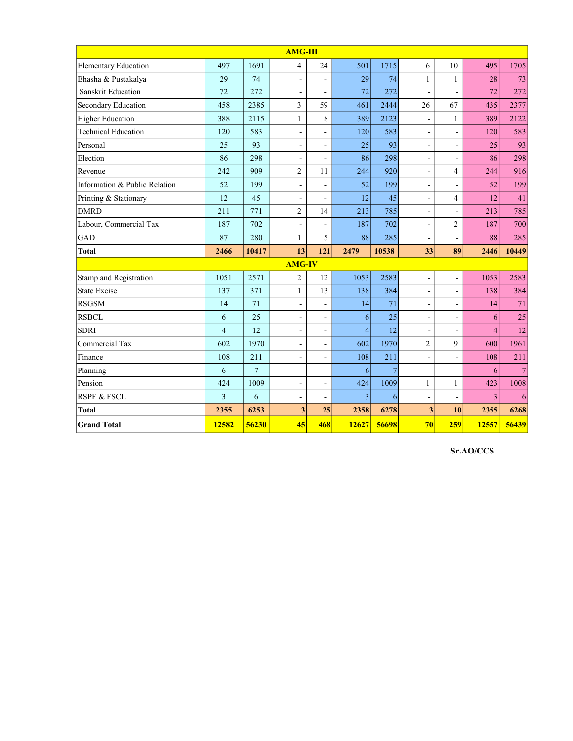| | | | | | | | | | | |
|---|---|---|---|---|---|---|---|---|---|---|
| **AMG-III** | | | | | | | | | | |
| Elementary Education | 497 | 1691 | 4 | 24 | 501 | 1715 | 6 | 10 | 495 | 1705 |
| Bhasha & Pustakalya | 29 | 74 | - | - | 29 | 74 | 1 | 1 | 28 | 73 |
| Sanskrit Education | 72 | 272 | - | - | 72 | 272 | - | - | 72 | 272 |
| Secondary Education | 458 | 2385 | 3 | 59 | 461 | 2444 | 26 | 67 | 435 | 2377 |
| Higher Education | 388 | 2115 | 1 | 8 | 389 | 2123 | - | 1 | 389 | 2122 |
| Technical Education | 120 | 583 | - | - | 120 | 583 | - | - | 120 | 583 |
| Personal | 25 | 93 | - | - | 25 | 93 | - | - | 25 | 93 |
| Election | 86 | 298 | - | - | 86 | 298 | - | - | 86 | 298 |
| Revenue | 242 | 909 | 2 | 11 | 244 | 920 | - | 4 | 244 | 916 |
| Information & Public Relation | 52 | 199 | - | - | 52 | 199 | - | - | 52 | 199 |
| Printing & Stationary | 12 | 45 | - | - | 12 | 45 | - | 4 | 12 | 41 |
| DMRD | 211 | 771 | 2 | 14 | 213 | 785 | - | - | 213 | 785 |
| Labour, Commercial Tax | 187 | 702 | - | - | 187 | 702 | - | 2 | 187 | 700 |
| GAD | 87 | 280 | 1 | 5 | 88 | 285 | - | - | 88 | 285 |
| **Total** | **2466** | **10417** | **13** | **121** | **2479** | **10538** | **33** | **89** | **2446** | **10449** |
| **AMG-IV** | | | | | | | | | | |
| Stamp and Registration | 1051 | 2571 | 2 | 12 | 1053 | 2583 | - | - | 1053 | 2583 |
| State Excise | 137 | 371 | 1 | 13 | 138 | 384 | - | - | 138 | 384 |
| RSGSM | 14 | 71 | - | - | 14 | 71 | - | - | 14 | 71 |
| RSBCL | 6 | 25 | - | - | 6 | 25 | - | - | 6 | 25 |
| SDRI | 4 | 12 | - | - | 4 | 12 | - | - | 4 | 12 |
| Commercial Tax | 602 | 1970 | - | - | 602 | 1970 | 2 | 9 | 600 | 1961 |
| Finance | 108 | 211 | - | - | 108 | 211 | - | - | 108 | 211 |
| Planning | 6 | 7 | - | - | 6 | 7 | - | - | 6 | 7 |
| Pension | 424 | 1009 | - | - | 424 | 1009 | 1 | 1 | 423 | 1008 |
| RSPF & FSCL | 3 | 6 | - | - | 3 | 6 | - | - | 3 | 6 |
| **Total** | **2355** | **6253** | **3** | **25** | **2358** | **6278** | **3** | **10** | **2355** | **6268** |
| **Grand Total** | **12582** | **56230** | **45** | **468** | **12627** | **56698** | **70** | **259** | **12557** | **56439** |

**Sr.AO/CCS**